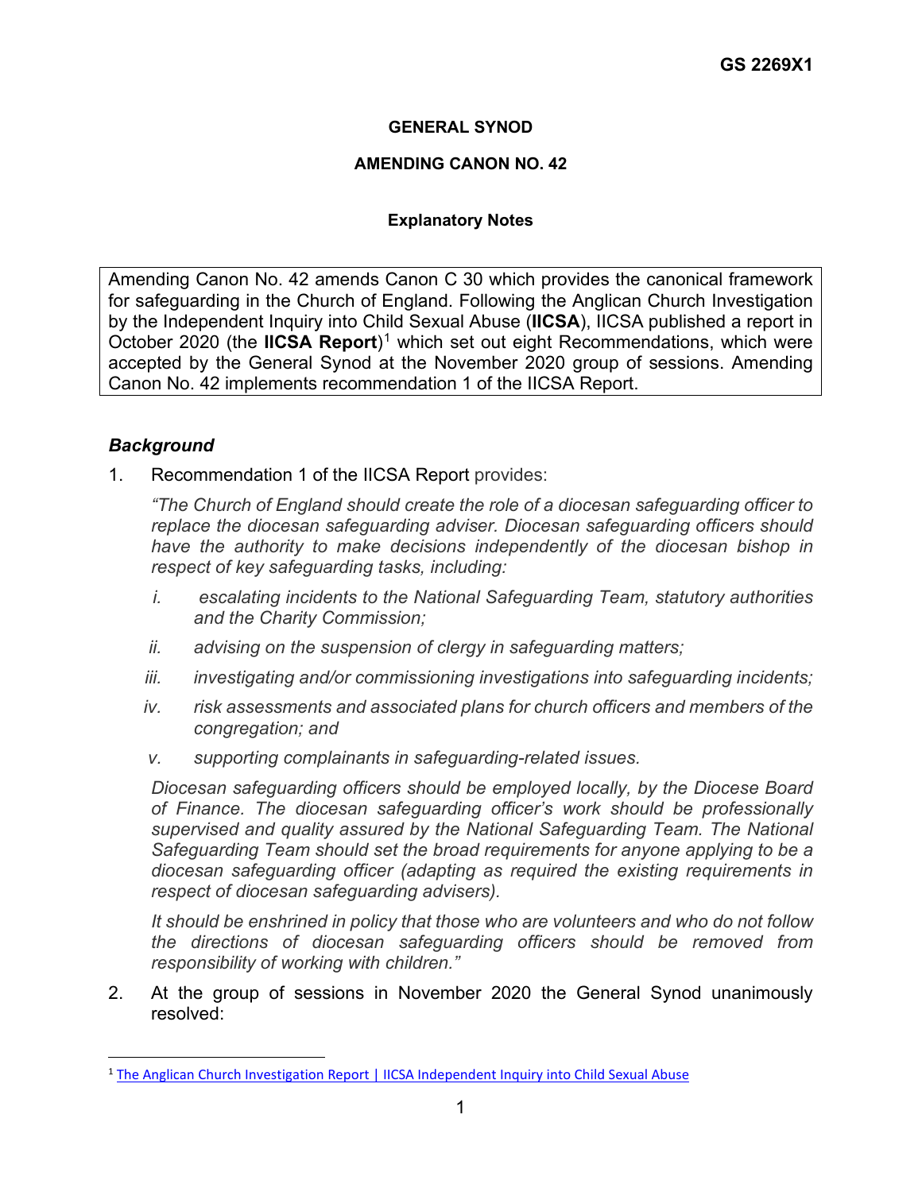**GS 2269X1**

**GENERAL SYNOD**

**AMENDING CANON NO. 42**

**Explanatory Notes**

Amending Canon No. 42 amends Canon C 30 which provides the canonical framework for safeguarding in the Church of England. Following the Anglican Church Investigation by the Independent Inquiry into Child Sexual Abuse (**IICSA**), IICSA published a report in October 2020 (the **IICSA Report**)[1] which set out eight Recommendations, which were accepted by the General Synod at the November 2020 group of sessions. Amending Canon No. 42 implements recommendation 1 of the IICSA Report.

### *Background*

1. Recommendation 1 of the IICSA Report provides:

   *"The Church of England should create the role of a diocesan safeguarding officer to replace the diocesan safeguarding adviser. Diocesan safeguarding officers should have the authority to make decisions independently of the diocesan bishop in respect of key safeguarding tasks, including:*

   *i. escalating incidents to the National Safeguarding Team, statutory authorities and the Charity Commission;*

   *ii. advising on the suspension of clergy in safeguarding matters;*

   *iii. investigating and/or commissioning investigations into safeguarding incidents;*

   *iv. risk assessments and associated plans for church officers and members of the congregation; and*

   *v. supporting complainants in safeguarding-related issues.*

   *Diocesan safeguarding officers should be employed locally, by the Diocese Board of Finance. The diocesan safeguarding officer's work should be professionally supervised and quality assured by the National Safeguarding Team. The National Safeguarding Team should set the broad requirements for anyone applying to be a diocesan safeguarding officer (adapting as required the existing requirements in respect of diocesan safeguarding advisers).*

   *It should be enshrined in policy that those who are volunteers and who do not follow the directions of diocesan safeguarding officers should be removed from responsibility of working with children."*

2. At the group of sessions in November 2020 the General Synod unanimously resolved:

[1] The Anglican Church Investigation Report | IICSA Independent Inquiry into Child Sexual Abuse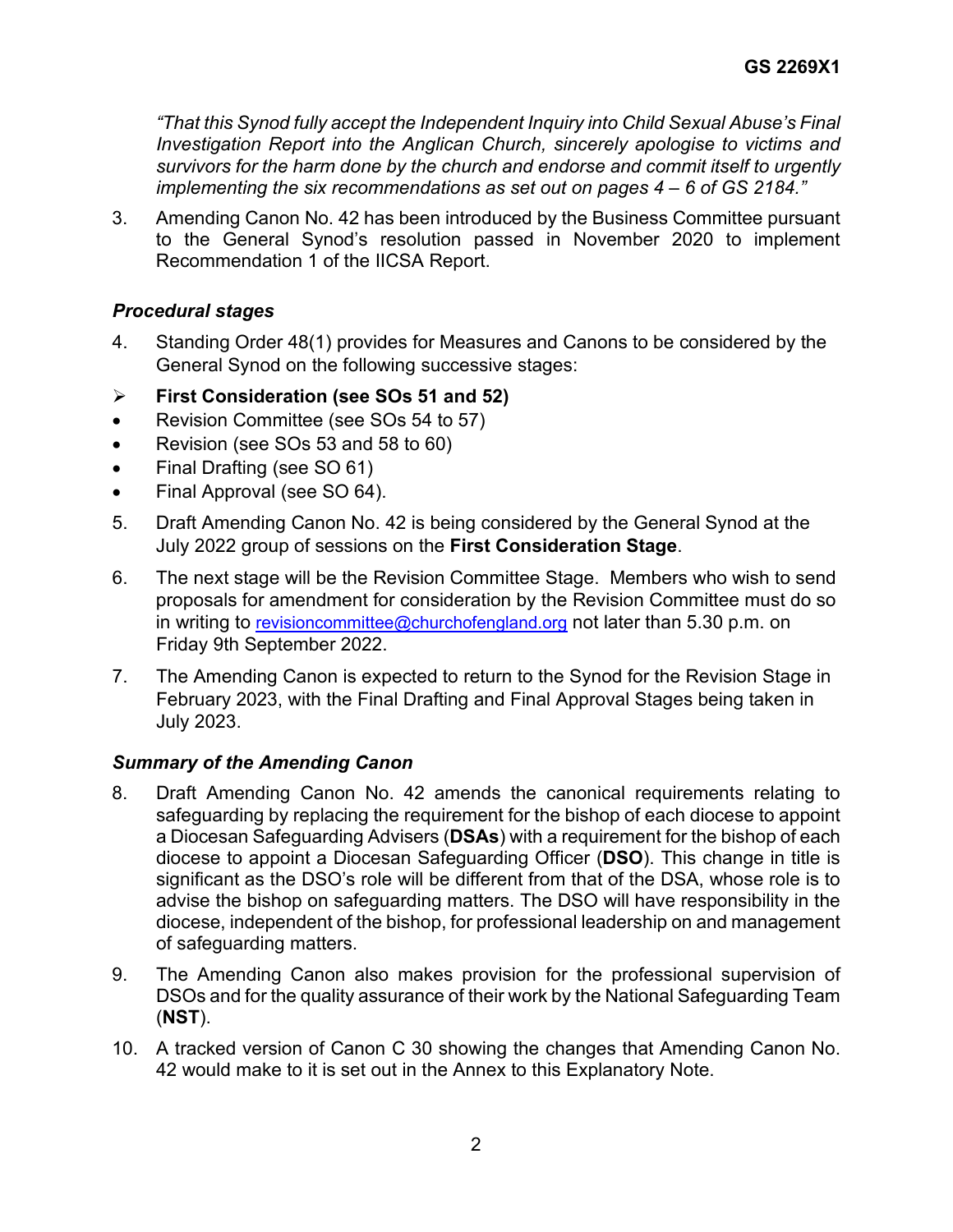*"That this Synod fully accept the Independent Inquiry into Child Sexual Abuse's Final Investigation Report into the Anglican Church, sincerely apologise to victims and survivors for the harm done by the church and endorse and commit itself to urgently implementing the six recommendations as set out on pages 4 – 6 of GS 2184."*

3. Amending Canon No. 42 has been introduced by the Business Committee pursuant to the General Synod's resolution passed in November 2020 to implement Recommendation 1 of the IICSA Report.

### *Procedural stages*

4. Standing Order 48(1) provides for Measures and Canons to be considered by the General Synod on the following successive stages:

- **First Consideration (see SOs 51 and 52)**
- Revision Committee (see SOs 54 to 57)
- Revision (see SOs 53 and 58 to 60)
- Final Drafting (see SO 61)
- Final Approval (see SO 64).

5. Draft Amending Canon No. 42 is being considered by the General Synod at the July 2022 group of sessions on the **First Consideration Stage**.

6. The next stage will be the Revision Committee Stage. Members who wish to send proposals for amendment for consideration by the Revision Committee must do so in writing to revisioncommittee@churchofengland.org not later than 5.30 p.m. on Friday 9th September 2022.

7. The Amending Canon is expected to return to the Synod for the Revision Stage in February 2023, with the Final Drafting and Final Approval Stages being taken in July 2023.

### *Summary of the Amending Canon*

8. Draft Amending Canon No. 42 amends the canonical requirements relating to safeguarding by replacing the requirement for the bishop of each diocese to appoint a Diocesan Safeguarding Advisers (**DSAs**) with a requirement for the bishop of each diocese to appoint a Diocesan Safeguarding Officer (**DSO**). This change in title is significant as the DSO's role will be different from that of the DSA, whose role is to advise the bishop on safeguarding matters. The DSO will have responsibility in the diocese, independent of the bishop, for professional leadership on and management of safeguarding matters.

9. The Amending Canon also makes provision for the professional supervision of DSOs and for the quality assurance of their work by the National Safeguarding Team (**NST**).

10. A tracked version of Canon C 30 showing the changes that Amending Canon No. 42 would make to it is set out in the Annex to this Explanatory Note.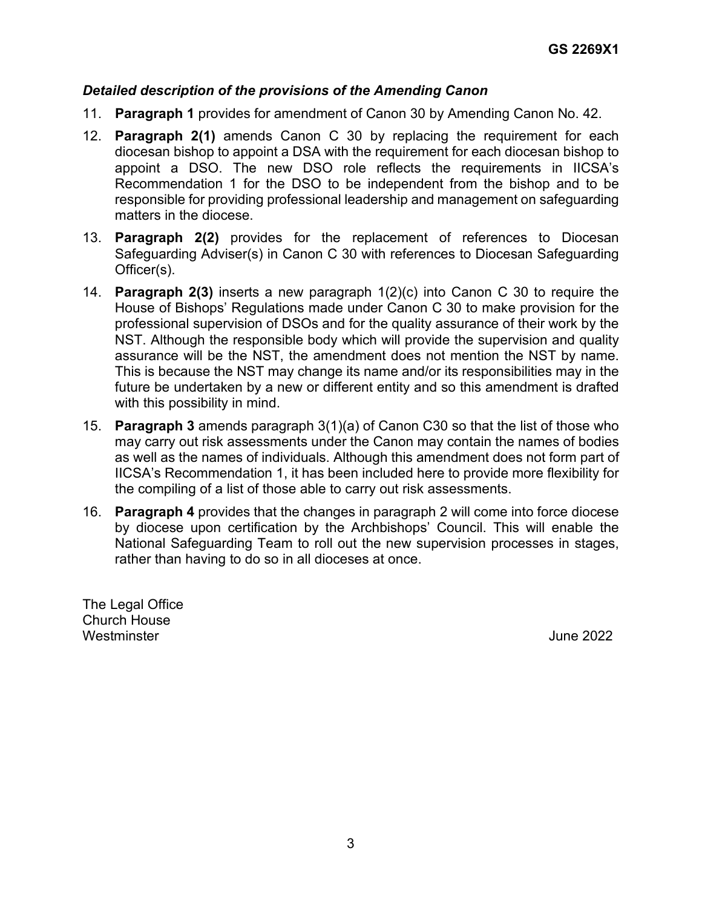### *Detailed description of the provisions of the Amending Canon*

11. **Paragraph 1** provides for amendment of Canon 30 by Amending Canon No. 42.
12. **Paragraph 2(1)** amends Canon C 30 by replacing the requirement for each diocesan bishop to appoint a DSA with the requirement for each diocesan bishop to appoint a DSO. The new DSO role reflects the requirements in IICSA's Recommendation 1 for the DSO to be independent from the bishop and to be responsible for providing professional leadership and management on safeguarding matters in the diocese.
13. **Paragraph 2(2)** provides for the replacement of references to Diocesan Safeguarding Adviser(s) in Canon C 30 with references to Diocesan Safeguarding Officer(s).
14. **Paragraph 2(3)** inserts a new paragraph 1(2)(c) into Canon C 30 to require the House of Bishops' Regulations made under Canon C 30 to make provision for the professional supervision of DSOs and for the quality assurance of their work by the NST. Although the responsible body which will provide the supervision and quality assurance will be the NST, the amendment does not mention the NST by name. This is because the NST may change its name and/or its responsibilities may in the future be undertaken by a new or different entity and so this amendment is drafted with this possibility in mind.
15. **Paragraph 3** amends paragraph 3(1)(a) of Canon C30 so that the list of those who may carry out risk assessments under the Canon may contain the names of bodies as well as the names of individuals. Although this amendment does not form part of IICSA's Recommendation 1, it has been included here to provide more flexibility for the compiling of a list of those able to carry out risk assessments.
16. **Paragraph 4** provides that the changes in paragraph 2 will come into force diocese by diocese upon certification by the Archbishops' Council. This will enable the National Safeguarding Team to roll out the new supervision processes in stages, rather than having to do so in all dioceses at once.

The Legal Office
Church House
Westminster

June 2022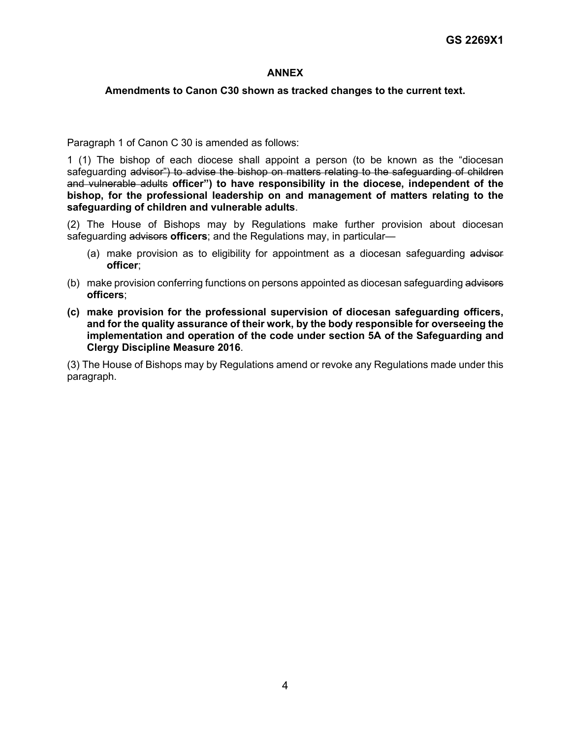**GS 2269X1**

## ANNEX

**Amendments to Canon C30 shown as tracked changes to the current text.**

Paragraph 1 of Canon C 30 is amended as follows:

1 (1) The bishop of each diocese shall appoint a person (to be known as the "diocesan safeguarding ~~advisor") to advise the bishop on matters relating to the safeguarding of children and vulnerable adults~~ **officer") to have responsibility in the diocese, independent of the bishop, for the professional leadership on and management of matters relating to the safeguarding of children and vulnerable adults**.

(2) The House of Bishops may by Regulations make further provision about diocesan safeguarding ~~advisors~~ **officers**; and the Regulations may, in particular—

(a) make provision as to eligibility for appointment as a diocesan safeguarding ~~advisor~~ **officer**;

(b) make provision conferring functions on persons appointed as diocesan safeguarding ~~advisors~~ **officers**;

**(c) make provision for the professional supervision of diocesan safeguarding officers, and for the quality assurance of their work, by the body responsible for overseeing the implementation and operation of the code under section 5A of the Safeguarding and Clergy Discipline Measure 2016**.

(3) The House of Bishops may by Regulations amend or revoke any Regulations made under this paragraph.